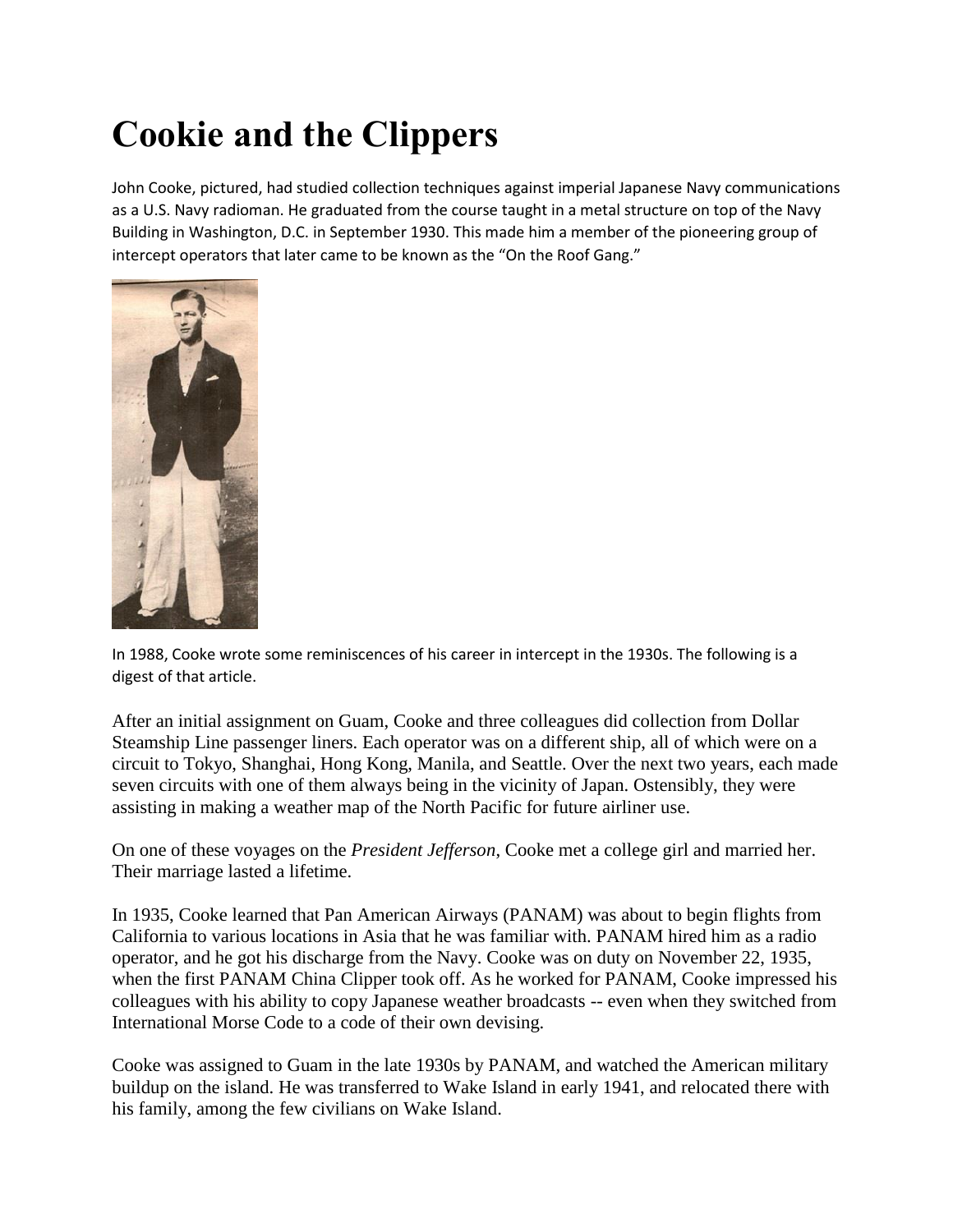# Cookie and the Clippers

John Cooke, pictured, had studied collection techniques against imperial Japanese Navy communications as a U.S. Navy radioman. He graduated from the course taught in a metal structure on top of the Navy Building in Washington, D.C. in September 1930. This made him a member of the pioneering group of intercept operators that later came to be known as the "On the Roof Gang."

In 1988, Cooke wrote some reminiscences of his career in intercept in the 1930s. The following is a digest of that article.

After an initial assignment on Guam, Cooke and three colleagues did collection from Dollar Steamship Line passenger liners. Each operator was on a different ship, all of which were on a circuit to Tokyo, Shanghai, Hong Kong, Manila, and Seattle. Over the next two years, each made seven circuits with one of them always being in the vicinity of Japan. Ostensibly, they were assisting in making a weather map of the North Pacific for future airliner use.

On one of these voyages on the *President Jefferson*, Cooke met a college girl and married her. Their marriage lasted a lifetime.

In 1935, Cooke learned that Pan American Airways (PANAM) was about to begin flights from California to various locations in Asia that he was familiar with. PANAM hired him as a radio operator, and he got his discharge from the Navy. Cooke was on duty on November 22, 1935, when the first PANAM China Clipper took off. As he worked for PANAM, Cooke impressed his colleagues with his ability to copy Japanese weather broadcasts -- even when they switched from International Morse Code to a code of their own devising.

Cooke was assigned to Guam in the late 1930s by PANAM, and watched the American military buildup on the island. He was transferred to Wake Island in early 1941, and relocated there with his family, among the few civilians on Wake Island.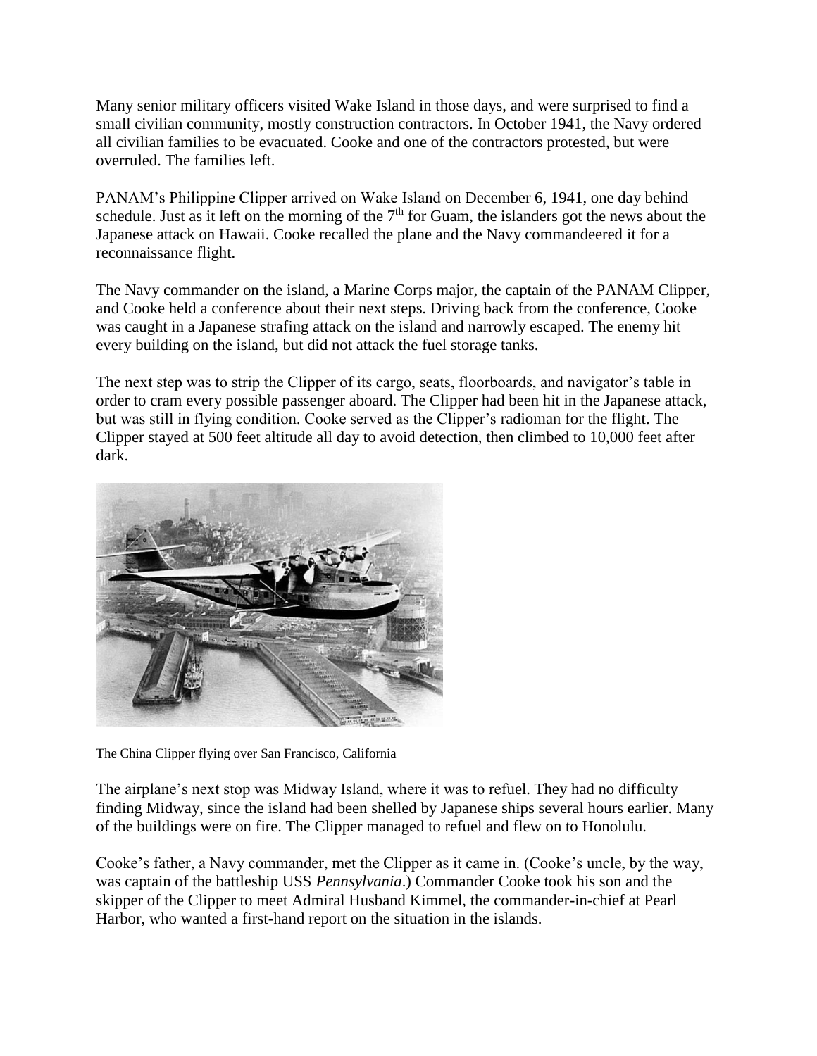Many senior military officers visited Wake Island in those days, and were surprised to find a small civilian community, mostly construction contractors. In October 1941, the Navy ordered all civilian families to be evacuated. Cooke and one of the contractors protested, but were overruled. The families left.

PANAM's Philippine Clipper arrived on Wake Island on December 6, 1941, one day behind schedule. Just as it left on the morning of the 7th for Guam, the islanders got the news about the Japanese attack on Hawaii. Cooke recalled the plane and the Navy commandeered it for a reconnaissance flight.

The Navy commander on the island, a Marine Corps major, the captain of the PANAM Clipper, and Cooke held a conference about their next steps. Driving back from the conference, Cooke was caught in a Japanese strafing attack on the island and narrowly escaped. The enemy hit every building on the island, but did not attack the fuel storage tanks.

The next step was to strip the Clipper of its cargo, seats, floorboards, and navigator's table in order to cram every possible passenger aboard. The Clipper had been hit in the Japanese attack, but was still in flying condition. Cooke served as the Clipper's radioman for the flight. The Clipper stayed at 500 feet altitude all day to avoid detection, then climbed to 10,000 feet after dark.

The China Clipper flying over San Francisco, California

The airplane's next stop was Midway Island, where it was to refuel. They had no difficulty finding Midway, since the island had been shelled by Japanese ships several hours earlier. Many of the buildings were on fire. The Clipper managed to refuel and flew on to Honolulu.

Cooke's father, a Navy commander, met the Clipper as it came in. (Cooke's uncle, by the way, was captain of the battleship USS *Pennsylvania*.) Commander Cooke took his son and the skipper of the Clipper to meet Admiral Husband Kimmel, the commander-in-chief at Pearl Harbor, who wanted a first-hand report on the situation in the islands.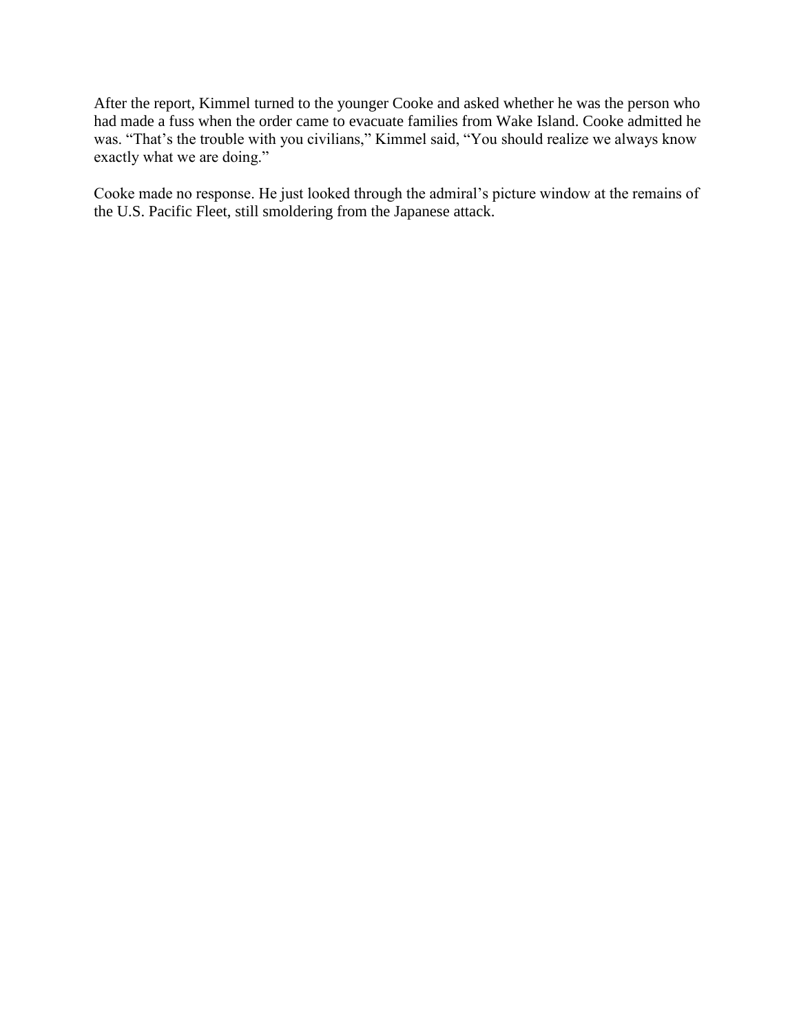After the report, Kimmel turned to the younger Cooke and asked whether he was the person who had made a fuss when the order came to evacuate families from Wake Island. Cooke admitted he was. "That's the trouble with you civilians," Kimmel said, "You should realize we always know exactly what we are doing."

Cooke made no response. He just looked through the admiral's picture window at the remains of the U.S. Pacific Fleet, still smoldering from the Japanese attack.